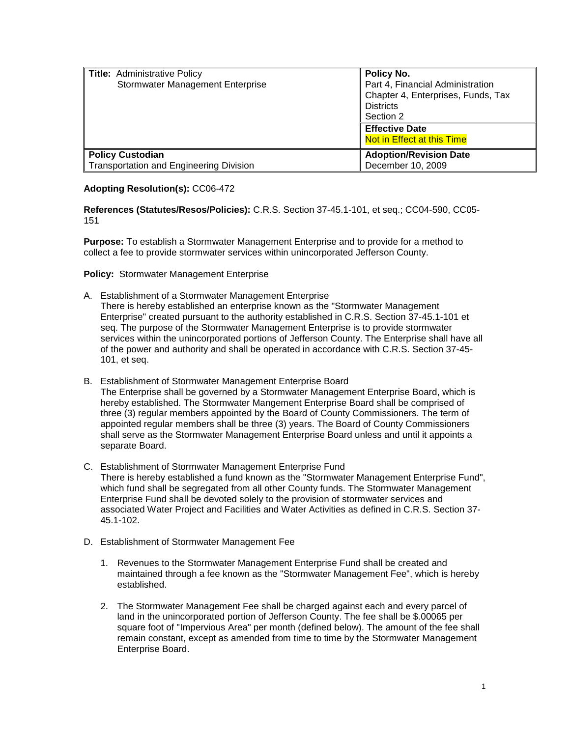| **Title:** Administrative Policy<br>Stormwater Management Enterprise | **Policy No.**<br>Part 4, Financial Administration<br>Chapter 4, Enterprises, Funds, Tax Districts<br>Section 2 |
|---|---|
| | **Effective Date**<br>Not in Effect at this Time |
| **Policy Custodian**<br>Transportation and Engineering Division | **Adoption/Revision Date**<br>December 10, 2009 |

**Adopting Resolution(s):** CC06-472

**References (Statutes/Resos/Policies):** C.R.S. Section 37-45.1-101, et seq.; CC04-590, CC05-151

**Purpose:** To establish a Stormwater Management Enterprise and to provide for a method to collect a fee to provide stormwater services within unincorporated Jefferson County.

**Policy:** Stormwater Management Enterprise

A. Establishment of a Stormwater Management Enterprise
There is hereby established an enterprise known as the "Stormwater Management Enterprise" created pursuant to the authority established in C.R.S. Section 37-45.1-101 et seq. The purpose of the Stormwater Management Enterprise is to provide stormwater services within the unincorporated portions of Jefferson County. The Enterprise shall have all of the power and authority and shall be operated in accordance with C.R.S. Section 37-45-101, et seq.

B. Establishment of Stormwater Management Enterprise Board
The Enterprise shall be governed by a Stormwater Management Enterprise Board, which is hereby established. The Stormwater Mangement Enterprise Board shall be comprised of three (3) regular members appointed by the Board of County Commissioners. The term of appointed regular members shall be three (3) years. The Board of County Commissioners shall serve as the Stormwater Management Enterprise Board unless and until it appoints a separate Board.

C. Establishment of Stormwater Management Enterprise Fund
There is hereby established a fund known as the "Stormwater Management Enterprise Fund", which fund shall be segregated from all other County funds. The Stormwater Management Enterprise Fund shall be devoted solely to the provision of stormwater services and associated Water Project and Facilities and Water Activities as defined in C.R.S. Section 37-45.1-102.

D. Establishment of Stormwater Management Fee

1. Revenues to the Stormwater Management Enterprise Fund shall be created and maintained through a fee known as the "Stormwater Management Fee", which is hereby established.

2. The Stormwater Management Fee shall be charged against each and every parcel of land in the unincorporated portion of Jefferson County. The fee shall be $.00065 per square foot of "Impervious Area" per month (defined below). The amount of the fee shall remain constant, except as amended from time to time by the Stormwater Management Enterprise Board.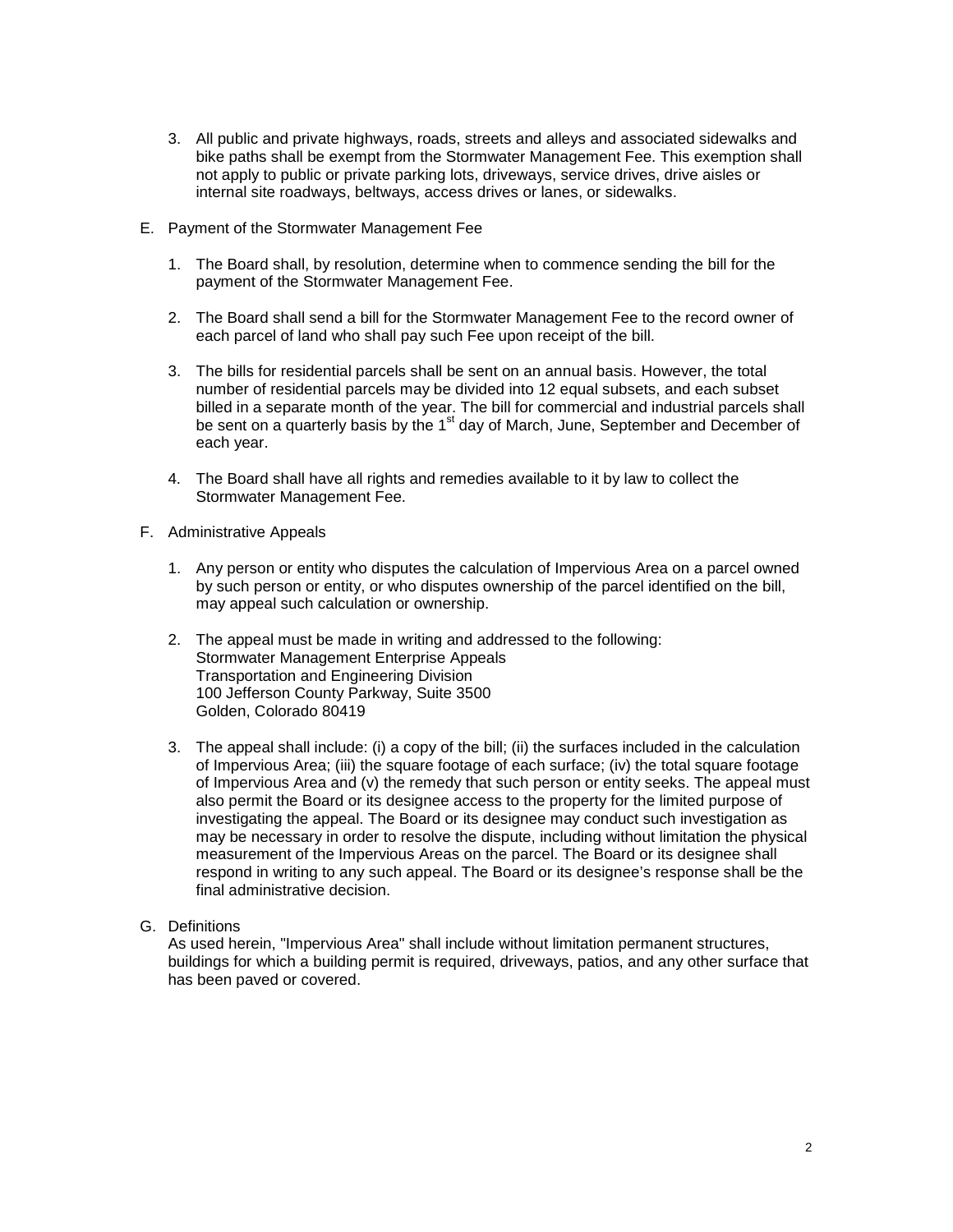3. All public and private highways, roads, streets and alleys and associated sidewalks and bike paths shall be exempt from the Stormwater Management Fee. This exemption shall not apply to public or private parking lots, driveways, service drives, drive aisles or internal site roadways, beltways, access drives or lanes, or sidewalks.

E. Payment of the Stormwater Management Fee

1. The Board shall, by resolution, determine when to commence sending the bill for the payment of the Stormwater Management Fee.

2. The Board shall send a bill for the Stormwater Management Fee to the record owner of each parcel of land who shall pay such Fee upon receipt of the bill.

3. The bills for residential parcels shall be sent on an annual basis. However, the total number of residential parcels may be divided into 12 equal subsets, and each subset billed in a separate month of the year. The bill for commercial and industrial parcels shall be sent on a quarterly basis by the 1st day of March, June, September and December of each year.

4. The Board shall have all rights and remedies available to it by law to collect the Stormwater Management Fee.

F. Administrative Appeals

1. Any person or entity who disputes the calculation of Impervious Area on a parcel owned by such person or entity, or who disputes ownership of the parcel identified on the bill, may appeal such calculation or ownership.

2. The appeal must be made in writing and addressed to the following:
   Stormwater Management Enterprise Appeals
   Transportation and Engineering Division
   100 Jefferson County Parkway, Suite 3500
   Golden, Colorado 80419

3. The appeal shall include: (i) a copy of the bill; (ii) the surfaces included in the calculation of Impervious Area; (iii) the square footage of each surface; (iv) the total square footage of Impervious Area and (v) the remedy that such person or entity seeks. The appeal must also permit the Board or its designee access to the property for the limited purpose of investigating the appeal. The Board or its designee may conduct such investigation as may be necessary in order to resolve the dispute, including without limitation the physical measurement of the Impervious Areas on the parcel. The Board or its designee shall respond in writing to any such appeal. The Board or its designee's response shall be the final administrative decision.

G. Definitions

As used herein, "Impervious Area" shall include without limitation permanent structures, buildings for which a building permit is required, driveways, patios, and any other surface that has been paved or covered.